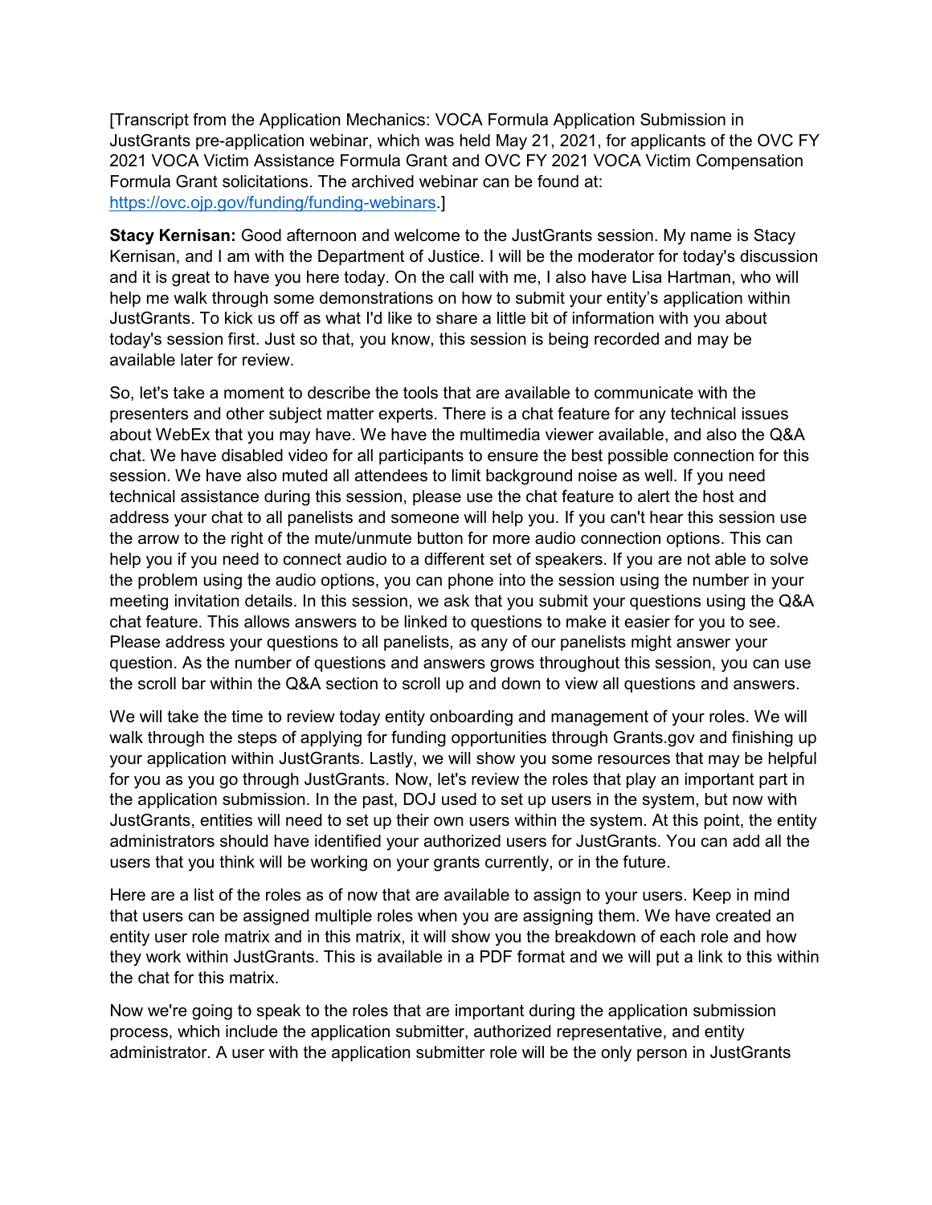[Transcript from the Application Mechanics: VOCA Formula Application Submission in JustGrants pre-application webinar, which was held May 21, 2021, for applicants of the OVC FY 2021 VOCA Victim Assistance Formula Grant and OVC FY 2021 VOCA Victim Compensation Formula Grant solicitations. The archived webinar can be found at: https://ovc.ojp.gov/funding/funding-webinars.]

**Stacy Kernisan:** Good afternoon and welcome to the JustGrants session. My name is Stacy Kernisan, and I am with the Department of Justice. I will be the moderator for today's discussion and it is great to have you here today. On the call with me, I also have Lisa Hartman, who will help me walk through some demonstrations on how to submit your entity's application within JustGrants. To kick us off as what I'd like to share a little bit of information with you about today's session first. Just so that, you know, this session is being recorded and may be available later for review.

So, let's take a moment to describe the tools that are available to communicate with the presenters and other subject matter experts. There is a chat feature for any technical issues about WebEx that you may have. We have the multimedia viewer available, and also the Q&A chat. We have disabled video for all participants to ensure the best possible connection for this session. We have also muted all attendees to limit background noise as well. If you need technical assistance during this session, please use the chat feature to alert the host and address your chat to all panelists and someone will help you. If you can't hear this session use the arrow to the right of the mute/unmute button for more audio connection options. This can help you if you need to connect audio to a different set of speakers. If you are not able to solve the problem using the audio options, you can phone into the session using the number in your meeting invitation details. In this session, we ask that you submit your questions using the Q&A chat feature. This allows answers to be linked to questions to make it easier for you to see. Please address your questions to all panelists, as any of our panelists might answer your question. As the number of questions and answers grows throughout this session, you can use the scroll bar within the Q&A section to scroll up and down to view all questions and answers.

We will take the time to review today entity onboarding and management of your roles. We will walk through the steps of applying for funding opportunities through Grants.gov and finishing up your application within JustGrants. Lastly, we will show you some resources that may be helpful for you as you go through JustGrants. Now, let's review the roles that play an important part in the application submission. In the past, DOJ used to set up users in the system, but now with JustGrants, entities will need to set up their own users within the system. At this point, the entity administrators should have identified your authorized users for JustGrants. You can add all the users that you think will be working on your grants currently, or in the future.

Here are a list of the roles as of now that are available to assign to your users. Keep in mind that users can be assigned multiple roles when you are assigning them. We have created an entity user role matrix and in this matrix, it will show you the breakdown of each role and how they work within JustGrants. This is available in a PDF format and we will put a link to this within the chat for this matrix.

Now we're going to speak to the roles that are important during the application submission process, which include the application submitter, authorized representative, and entity administrator. A user with the application submitter role will be the only person in JustGrants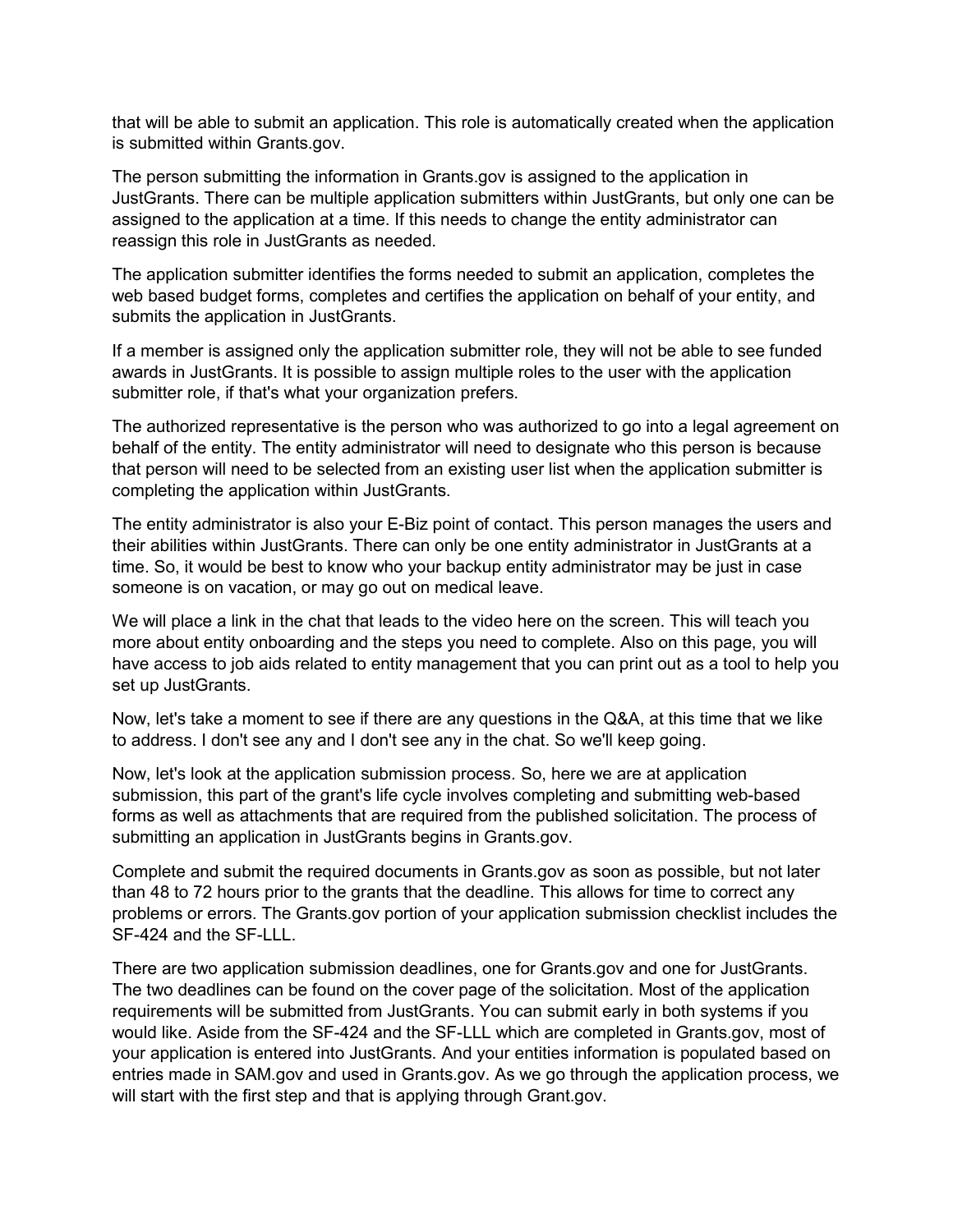that will be able to submit an application. This role is automatically created when the application is submitted within Grants.gov.

The person submitting the information in Grants.gov is assigned to the application in JustGrants. There can be multiple application submitters within JustGrants, but only one can be assigned to the application at a time. If this needs to change the entity administrator can reassign this role in JustGrants as needed.

The application submitter identifies the forms needed to submit an application, completes the web based budget forms, completes and certifies the application on behalf of your entity, and submits the application in JustGrants.

If a member is assigned only the application submitter role, they will not be able to see funded awards in JustGrants. It is possible to assign multiple roles to the user with the application submitter role, if that's what your organization prefers.

The authorized representative is the person who was authorized to go into a legal agreement on behalf of the entity. The entity administrator will need to designate who this person is because that person will need to be selected from an existing user list when the application submitter is completing the application within JustGrants.

The entity administrator is also your E-Biz point of contact. This person manages the users and their abilities within JustGrants. There can only be one entity administrator in JustGrants at a time. So, it would be best to know who your backup entity administrator may be just in case someone is on vacation, or may go out on medical leave.

We will place a link in the chat that leads to the video here on the screen. This will teach you more about entity onboarding and the steps you need to complete. Also on this page, you will have access to job aids related to entity management that you can print out as a tool to help you set up JustGrants.

Now, let's take a moment to see if there are any questions in the Q&A, at this time that we like to address. I don't see any and I don't see any in the chat. So we'll keep going.

Now, let's look at the application submission process. So, here we are at application submission, this part of the grant's life cycle involves completing and submitting web-based forms as well as attachments that are required from the published solicitation. The process of submitting an application in JustGrants begins in Grants.gov.

Complete and submit the required documents in Grants.gov as soon as possible, but not later than 48 to 72 hours prior to the grants that the deadline. This allows for time to correct any problems or errors. The Grants.gov portion of your application submission checklist includes the SF-424 and the SF-LLL.

There are two application submission deadlines, one for Grants.gov and one for JustGrants. The two deadlines can be found on the cover page of the solicitation. Most of the application requirements will be submitted from JustGrants. You can submit early in both systems if you would like. Aside from the SF-424 and the SF-LLL which are completed in Grants.gov, most of your application is entered into JustGrants. And your entities information is populated based on entries made in SAM.gov and used in Grants.gov. As we go through the application process, we will start with the first step and that is applying through Grant.gov.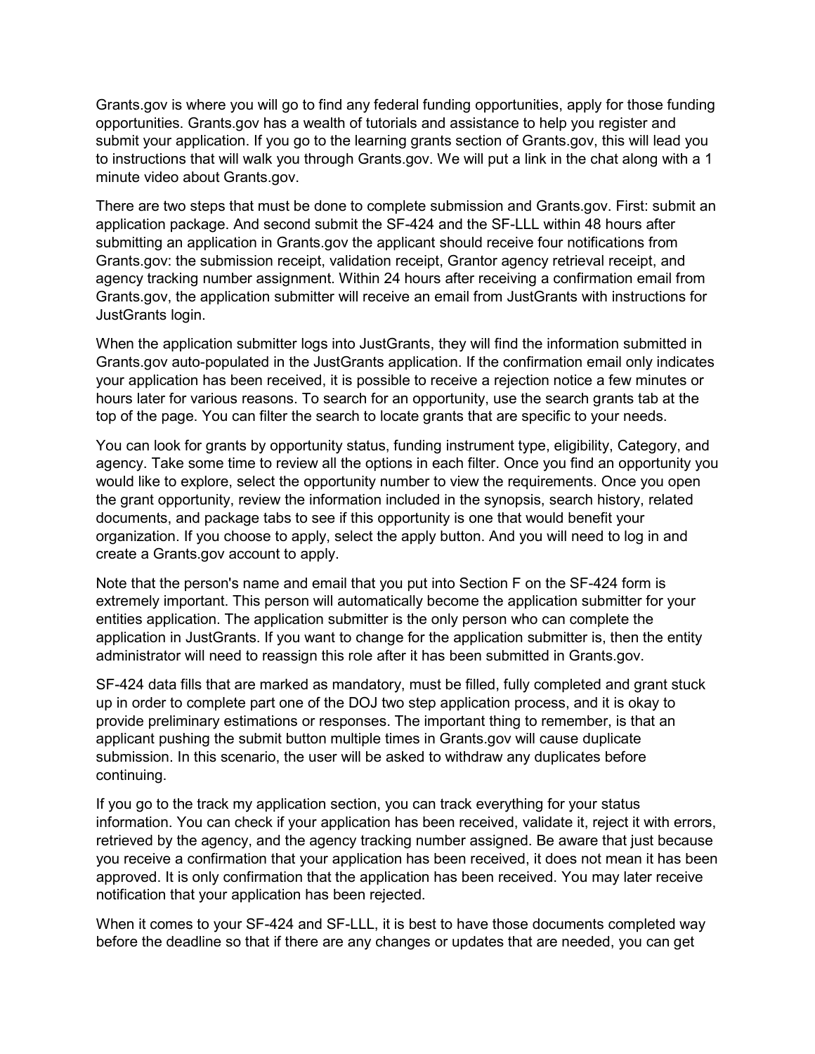Grants.gov is where you will go to find any federal funding opportunities, apply for those funding opportunities. Grants.gov has a wealth of tutorials and assistance to help you register and submit your application. If you go to the learning grants section of Grants.gov, this will lead you to instructions that will walk you through Grants.gov. We will put a link in the chat along with a 1 minute video about Grants.gov.

There are two steps that must be done to complete submission and Grants.gov. First: submit an application package. And second submit the SF-424 and the SF-LLL within 48 hours after submitting an application in Grants.gov the applicant should receive four notifications from Grants.gov: the submission receipt, validation receipt, Grantor agency retrieval receipt, and agency tracking number assignment. Within 24 hours after receiving a confirmation email from Grants.gov, the application submitter will receive an email from JustGrants with instructions for JustGrants login.

When the application submitter logs into JustGrants, they will find the information submitted in Grants.gov auto-populated in the JustGrants application. If the confirmation email only indicates your application has been received, it is possible to receive a rejection notice a few minutes or hours later for various reasons. To search for an opportunity, use the search grants tab at the top of the page. You can filter the search to locate grants that are specific to your needs.

You can look for grants by opportunity status, funding instrument type, eligibility, Category, and agency. Take some time to review all the options in each filter. Once you find an opportunity you would like to explore, select the opportunity number to view the requirements. Once you open the grant opportunity, review the information included in the synopsis, search history, related documents, and package tabs to see if this opportunity is one that would benefit your organization. If you choose to apply, select the apply button. And you will need to log in and create a Grants.gov account to apply.

Note that the person's name and email that you put into Section F on the SF-424 form is extremely important. This person will automatically become the application submitter for your entities application. The application submitter is the only person who can complete the application in JustGrants. If you want to change for the application submitter is, then the entity administrator will need to reassign this role after it has been submitted in Grants.gov.

SF-424 data fills that are marked as mandatory, must be filled, fully completed and grant stuck up in order to complete part one of the DOJ two step application process, and it is okay to provide preliminary estimations or responses. The important thing to remember, is that an applicant pushing the submit button multiple times in Grants.gov will cause duplicate submission. In this scenario, the user will be asked to withdraw any duplicates before continuing.

If you go to the track my application section, you can track everything for your status information. You can check if your application has been received, validate it, reject it with errors, retrieved by the agency, and the agency tracking number assigned. Be aware that just because you receive a confirmation that your application has been received, it does not mean it has been approved. It is only confirmation that the application has been received. You may later receive notification that your application has been rejected.

When it comes to your SF-424 and SF-LLL, it is best to have those documents completed way before the deadline so that if there are any changes or updates that are needed, you can get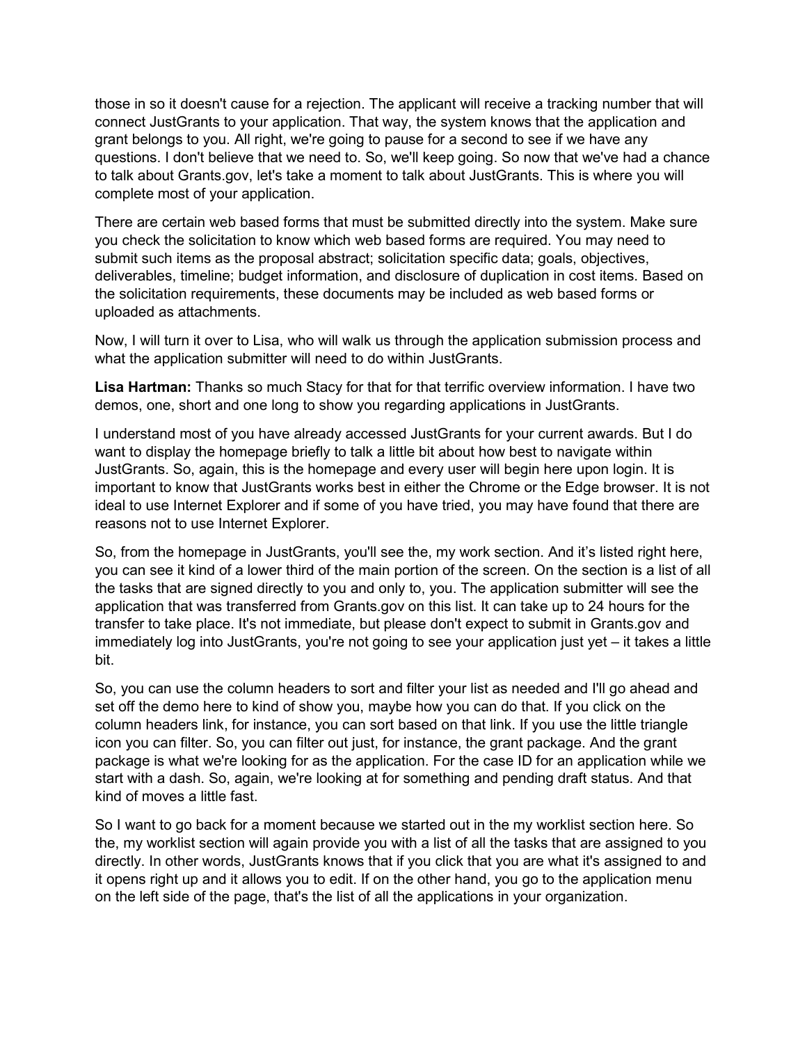those in so it doesn't cause for a rejection. The applicant will receive a tracking number that will connect JustGrants to your application. That way, the system knows that the application and grant belongs to you. All right, we're going to pause for a second to see if we have any questions. I don't believe that we need to. So, we'll keep going. So now that we've had a chance to talk about Grants.gov, let's take a moment to talk about JustGrants. This is where you will complete most of your application.

There are certain web based forms that must be submitted directly into the system. Make sure you check the solicitation to know which web based forms are required. You may need to submit such items as the proposal abstract; solicitation specific data; goals, objectives, deliverables, timeline; budget information, and disclosure of duplication in cost items. Based on the solicitation requirements, these documents may be included as web based forms or uploaded as attachments.

Now, I will turn it over to Lisa, who will walk us through the application submission process and what the application submitter will need to do within JustGrants.

**Lisa Hartman:** Thanks so much Stacy for that for that terrific overview information. I have two demos, one, short and one long to show you regarding applications in JustGrants.

I understand most of you have already accessed JustGrants for your current awards. But I do want to display the homepage briefly to talk a little bit about how best to navigate within JustGrants. So, again, this is the homepage and every user will begin here upon login. It is important to know that JustGrants works best in either the Chrome or the Edge browser. It is not ideal to use Internet Explorer and if some of you have tried, you may have found that there are reasons not to use Internet Explorer.

So, from the homepage in JustGrants, you'll see the, my work section. And it's listed right here, you can see it kind of a lower third of the main portion of the screen. On the section is a list of all the tasks that are signed directly to you and only to, you. The application submitter will see the application that was transferred from Grants.gov on this list. It can take up to 24 hours for the transfer to take place. It's not immediate, but please don't expect to submit in Grants.gov and immediately log into JustGrants, you're not going to see your application just yet – it takes a little bit.

So, you can use the column headers to sort and filter your list as needed and I'll go ahead and set off the demo here to kind of show you, maybe how you can do that. If you click on the column headers link, for instance, you can sort based on that link. If you use the little triangle icon you can filter. So, you can filter out just, for instance, the grant package. And the grant package is what we're looking for as the application. For the case ID for an application while we start with a dash. So, again, we're looking at for something and pending draft status. And that kind of moves a little fast.

So I want to go back for a moment because we started out in the my worklist section here. So the, my worklist section will again provide you with a list of all the tasks that are assigned to you directly. In other words, JustGrants knows that if you click that you are what it's assigned to and it opens right up and it allows you to edit. If on the other hand, you go to the application menu on the left side of the page, that's the list of all the applications in your organization.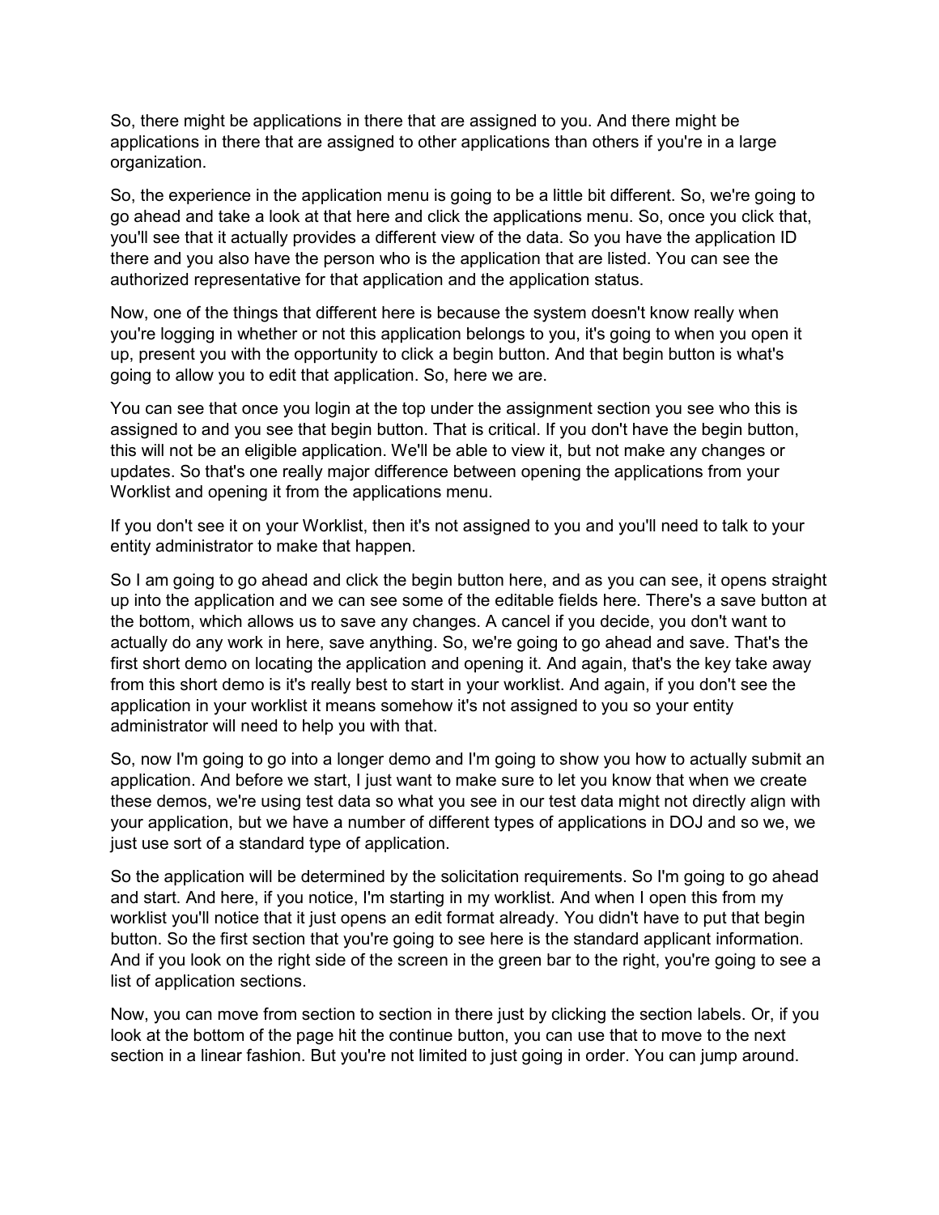So, there might be applications in there that are assigned to you. And there might be applications in there that are assigned to other applications than others if you're in a large organization.

So, the experience in the application menu is going to be a little bit different. So, we're going to go ahead and take a look at that here and click the applications menu. So, once you click that, you'll see that it actually provides a different view of the data. So you have the application ID there and you also have the person who is the application that are listed. You can see the authorized representative for that application and the application status.

Now, one of the things that different here is because the system doesn't know really when you're logging in whether or not this application belongs to you, it's going to when you open it up, present you with the opportunity to click a begin button. And that begin button is what's going to allow you to edit that application. So, here we are.

You can see that once you login at the top under the assignment section you see who this is assigned to and you see that begin button. That is critical. If you don't have the begin button, this will not be an eligible application. We'll be able to view it, but not make any changes or updates. So that's one really major difference between opening the applications from your Worklist and opening it from the applications menu.

If you don't see it on your Worklist, then it's not assigned to you and you'll need to talk to your entity administrator to make that happen.

So I am going to go ahead and click the begin button here, and as you can see, it opens straight up into the application and we can see some of the editable fields here. There's a save button at the bottom, which allows us to save any changes. A cancel if you decide, you don't want to actually do any work in here, save anything. So, we're going to go ahead and save. That's the first short demo on locating the application and opening it. And again, that's the key take away from this short demo is it's really best to start in your worklist. And again, if you don't see the application in your worklist it means somehow it's not assigned to you so your entity administrator will need to help you with that.

So, now I'm going to go into a longer demo and I'm going to show you how to actually submit an application. And before we start, I just want to make sure to let you know that when we create these demos, we're using test data so what you see in our test data might not directly align with your application, but we have a number of different types of applications in DOJ and so we, we just use sort of a standard type of application.

So the application will be determined by the solicitation requirements. So I'm going to go ahead and start. And here, if you notice, I'm starting in my worklist. And when I open this from my worklist you'll notice that it just opens an edit format already. You didn't have to put that begin button. So the first section that you're going to see here is the standard applicant information. And if you look on the right side of the screen in the green bar to the right, you're going to see a list of application sections.

Now, you can move from section to section in there just by clicking the section labels. Or, if you look at the bottom of the page hit the continue button, you can use that to move to the next section in a linear fashion. But you're not limited to just going in order. You can jump around.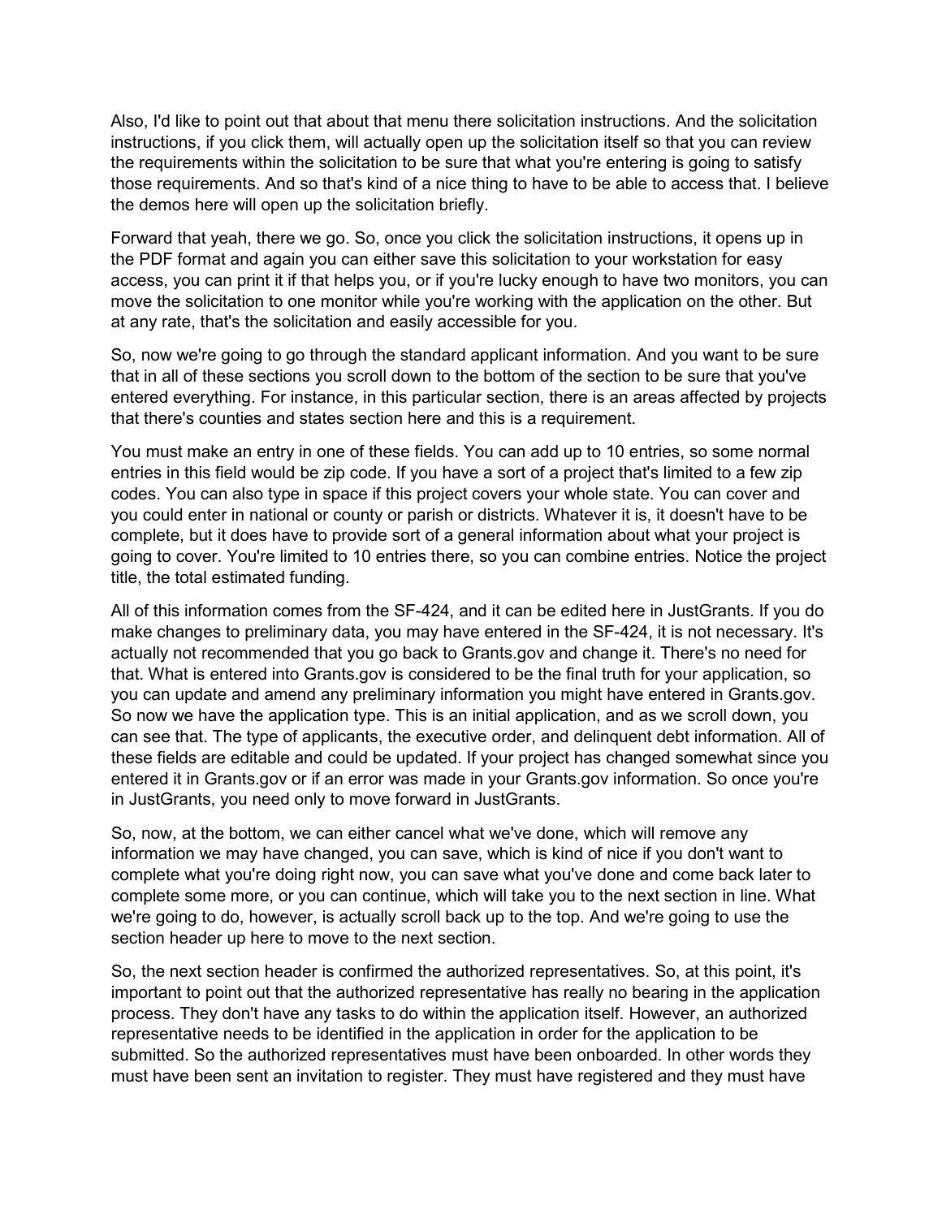Also, I'd like to point out that about that menu there solicitation instructions. And the solicitation instructions, if you click them, will actually open up the solicitation itself so that you can review the requirements within the solicitation to be sure that what you're entering is going to satisfy those requirements. And so that's kind of a nice thing to have to be able to access that. I believe the demos here will open up the solicitation briefly.

Forward that yeah, there we go. So, once you click the solicitation instructions, it opens up in the PDF format and again you can either save this solicitation to your workstation for easy access, you can print it if that helps you, or if you're lucky enough to have two monitors, you can move the solicitation to one monitor while you're working with the application on the other. But at any rate, that's the solicitation and easily accessible for you.

So, now we're going to go through the standard applicant information. And you want to be sure that in all of these sections you scroll down to the bottom of the section to be sure that you've entered everything. For instance, in this particular section, there is an areas affected by projects that there's counties and states section here and this is a requirement.

You must make an entry in one of these fields. You can add up to 10 entries, so some normal entries in this field would be zip code. If you have a sort of a project that's limited to a few zip codes. You can also type in space if this project covers your whole state. You can cover and you could enter in national or county or parish or districts. Whatever it is, it doesn't have to be complete, but it does have to provide sort of a general information about what your project is going to cover. You're limited to 10 entries there, so you can combine entries. Notice the project title, the total estimated funding.

All of this information comes from the SF-424, and it can be edited here in JustGrants. If you do make changes to preliminary data, you may have entered in the SF-424, it is not necessary. It's actually not recommended that you go back to Grants.gov and change it. There's no need for that. What is entered into Grants.gov is considered to be the final truth for your application, so you can update and amend any preliminary information you might have entered in Grants.gov. So now we have the application type. This is an initial application, and as we scroll down, you can see that. The type of applicants, the executive order, and delinquent debt information. All of these fields are editable and could be updated. If your project has changed somewhat since you entered it in Grants.gov or if an error was made in your Grants.gov information. So once you're in JustGrants, you need only to move forward in JustGrants.

So, now, at the bottom, we can either cancel what we've done, which will remove any information we may have changed, you can save, which is kind of nice if you don't want to complete what you're doing right now, you can save what you've done and come back later to complete some more, or you can continue, which will take you to the next section in line. What we're going to do, however, is actually scroll back up to the top. And we're going to use the section header up here to move to the next section.

So, the next section header is confirmed the authorized representatives. So, at this point, it's important to point out that the authorized representative has really no bearing in the application process. They don't have any tasks to do within the application itself. However, an authorized representative needs to be identified in the application in order for the application to be submitted. So the authorized representatives must have been onboarded. In other words they must have been sent an invitation to register. They must have registered and they must have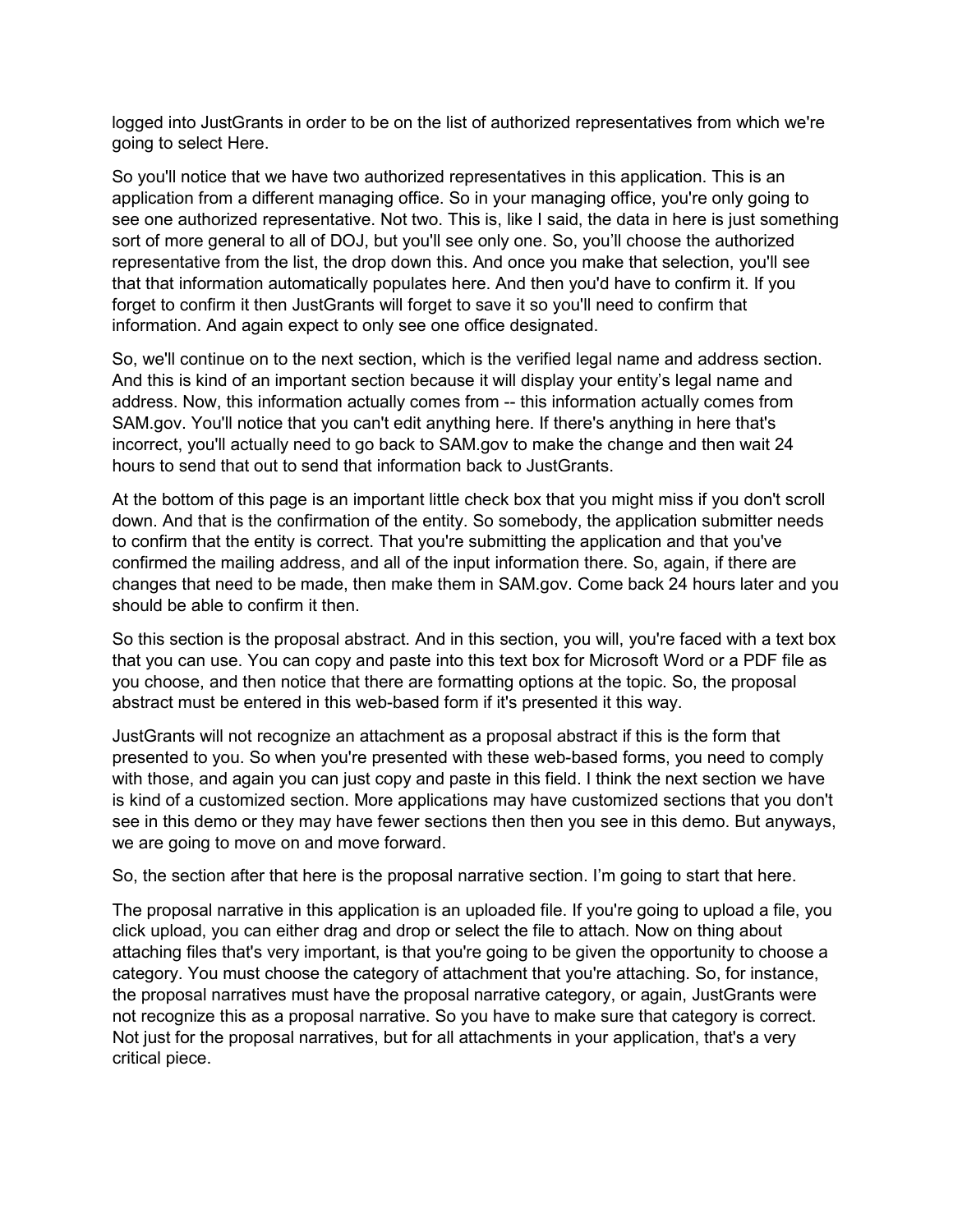logged into JustGrants in order to be on the list of authorized representatives from which we're going to select Here.

So you'll notice that we have two authorized representatives in this application. This is an application from a different managing office. So in your managing office, you're only going to see one authorized representative. Not two. This is, like I said, the data in here is just something sort of more general to all of DOJ, but you'll see only one. So, you'll choose the authorized representative from the list, the drop down this. And once you make that selection, you'll see that that information automatically populates here. And then you'd have to confirm it. If you forget to confirm it then JustGrants will forget to save it so you'll need to confirm that information. And again expect to only see one office designated.

So, we'll continue on to the next section, which is the verified legal name and address section. And this is kind of an important section because it will display your entity's legal name and address. Now, this information actually comes from -- this information actually comes from SAM.gov. You'll notice that you can't edit anything here. If there's anything in here that's incorrect, you'll actually need to go back to SAM.gov to make the change and then wait 24 hours to send that out to send that information back to JustGrants.

At the bottom of this page is an important little check box that you might miss if you don't scroll down. And that is the confirmation of the entity. So somebody, the application submitter needs to confirm that the entity is correct. That you're submitting the application and that you've confirmed the mailing address, and all of the input information there. So, again, if there are changes that need to be made, then make them in SAM.gov. Come back 24 hours later and you should be able to confirm it then.

So this section is the proposal abstract. And in this section, you will, you're faced with a text box that you can use. You can copy and paste into this text box for Microsoft Word or a PDF file as you choose, and then notice that there are formatting options at the topic. So, the proposal abstract must be entered in this web-based form if it's presented it this way.

JustGrants will not recognize an attachment as a proposal abstract if this is the form that presented to you. So when you're presented with these web-based forms, you need to comply with those, and again you can just copy and paste in this field. I think the next section we have is kind of a customized section. More applications may have customized sections that you don't see in this demo or they may have fewer sections then then you see in this demo. But anyways, we are going to move on and move forward.

So, the section after that here is the proposal narrative section. I'm going to start that here.

The proposal narrative in this application is an uploaded file. If you're going to upload a file, you click upload, you can either drag and drop or select the file to attach. Now on thing about attaching files that's very important, is that you're going to be given the opportunity to choose a category. You must choose the category of attachment that you're attaching. So, for instance, the proposal narratives must have the proposal narrative category, or again, JustGrants were not recognize this as a proposal narrative. So you have to make sure that category is correct. Not just for the proposal narratives, but for all attachments in your application, that's a very critical piece.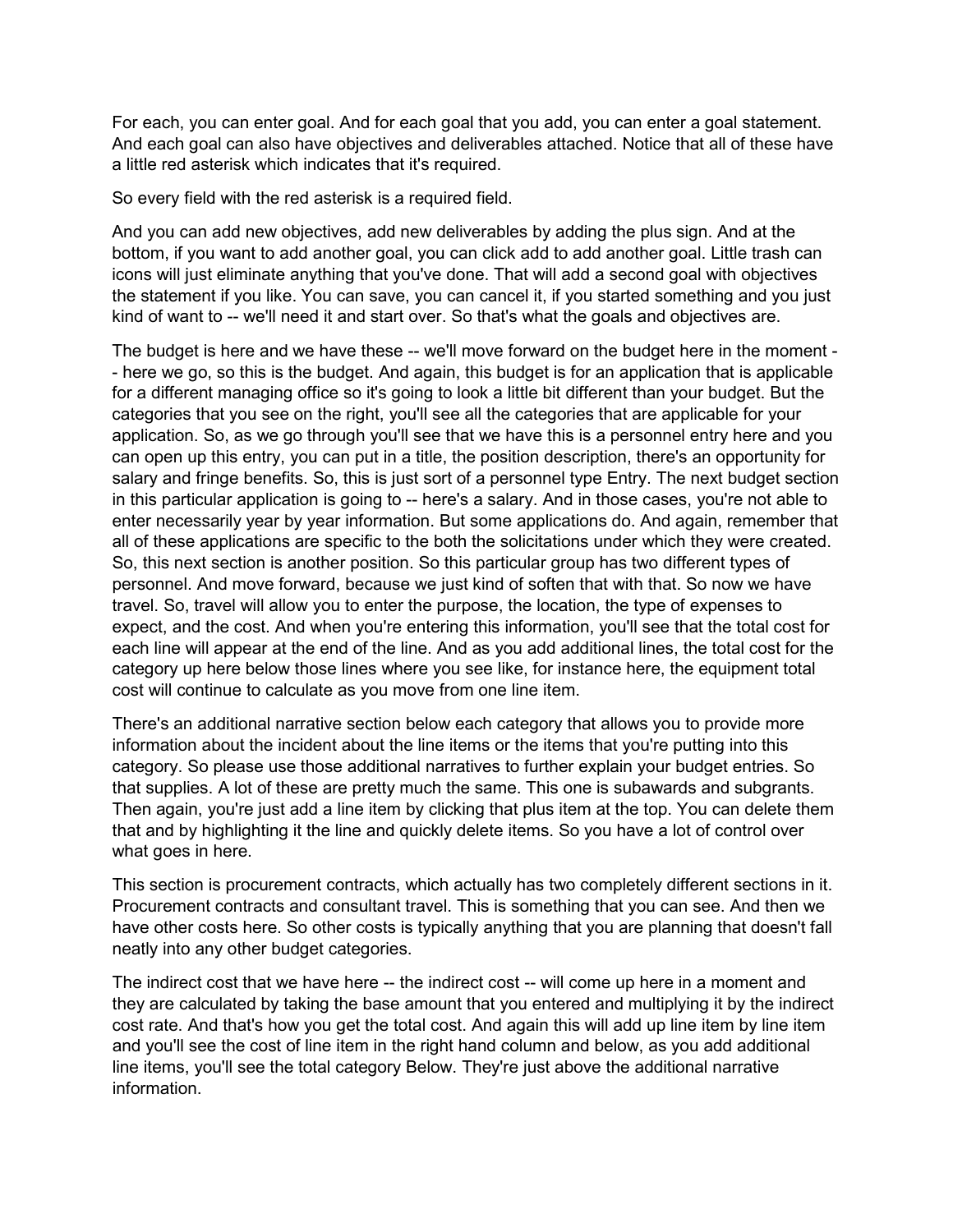For each, you can enter goal. And for each goal that you add, you can enter a goal statement. And each goal can also have objectives and deliverables attached. Notice that all of these have a little red asterisk which indicates that it's required.

So every field with the red asterisk is a required field.

And you can add new objectives, add new deliverables by adding the plus sign. And at the bottom, if you want to add another goal, you can click add to add another goal. Little trash can icons will just eliminate anything that you've done. That will add a second goal with objectives the statement if you like. You can save, you can cancel it, if you started something and you just kind of want to -- we'll need it and start over. So that's what the goals and objectives are.

The budget is here and we have these -- we'll move forward on the budget here in the moment -- here we go, so this is the budget. And again, this budget is for an application that is applicable for a different managing office so it's going to look a little bit different than your budget. But the categories that you see on the right, you'll see all the categories that are applicable for your application. So, as we go through you'll see that we have this is a personnel entry here and you can open up this entry, you can put in a title, the position description, there's an opportunity for salary and fringe benefits. So, this is just sort of a personnel type Entry. The next budget section in this particular application is going to -- here's a salary. And in those cases, you're not able to enter necessarily year by year information. But some applications do. And again, remember that all of these applications are specific to the both the solicitations under which they were created. So, this next section is another position. So this particular group has two different types of personnel. And move forward, because we just kind of soften that with that. So now we have travel. So, travel will allow you to enter the purpose, the location, the type of expenses to expect, and the cost. And when you're entering this information, you'll see that the total cost for each line will appear at the end of the line. And as you add additional lines, the total cost for the category up here below those lines where you see like, for instance here, the equipment total cost will continue to calculate as you move from one line item.

There's an additional narrative section below each category that allows you to provide more information about the incident about the line items or the items that you're putting into this category. So please use those additional narratives to further explain your budget entries. So that supplies. A lot of these are pretty much the same. This one is subawards and subgrants. Then again, you're just add a line item by clicking that plus item at the top. You can delete them that and by highlighting it the line and quickly delete items. So you have a lot of control over what goes in here.

This section is procurement contracts, which actually has two completely different sections in it. Procurement contracts and consultant travel. This is something that you can see. And then we have other costs here. So other costs is typically anything that you are planning that doesn't fall neatly into any other budget categories.

The indirect cost that we have here -- the indirect cost -- will come up here in a moment and they are calculated by taking the base amount that you entered and multiplying it by the indirect cost rate. And that's how you get the total cost. And again this will add up line item by line item and you'll see the cost of line item in the right hand column and below, as you add additional line items, you'll see the total category Below. They're just above the additional narrative information.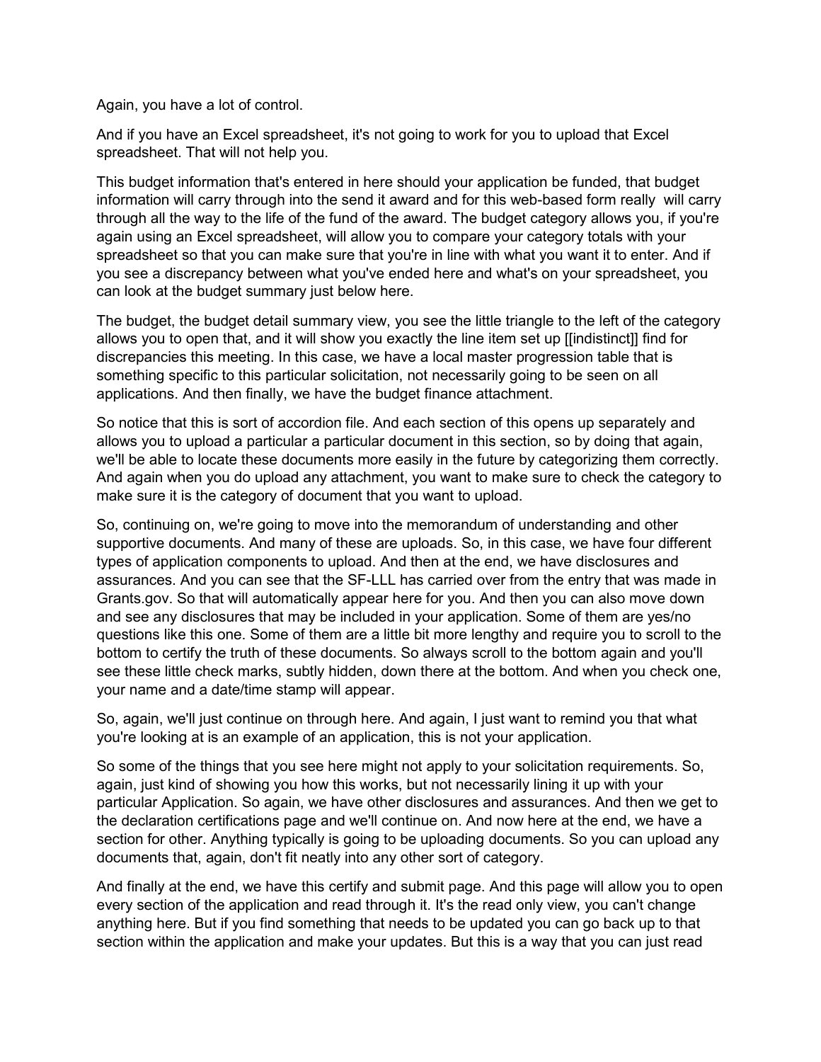Again, you have a lot of control.

And if you have an Excel spreadsheet, it's not going to work for you to upload that Excel spreadsheet. That will not help you.

This budget information that's entered in here should your application be funded, that budget information will carry through into the send it award and for this web-based form really will carry through all the way to the life of the fund of the award. The budget category allows you, if you're again using an Excel spreadsheet, will allow you to compare your category totals with your spreadsheet so that you can make sure that you're in line with what you want it to enter. And if you see a discrepancy between what you've ended here and what's on your spreadsheet, you can look at the budget summary just below here.

The budget, the budget detail summary view, you see the little triangle to the left of the category allows you to open that, and it will show you exactly the line item set up [[indistinct]] find for discrepancies this meeting. In this case, we have a local master progression table that is something specific to this particular solicitation, not necessarily going to be seen on all applications. And then finally, we have the budget finance attachment.

So notice that this is sort of accordion file. And each section of this opens up separately and allows you to upload a particular a particular document in this section, so by doing that again, we'll be able to locate these documents more easily in the future by categorizing them correctly. And again when you do upload any attachment, you want to make sure to check the category to make sure it is the category of document that you want to upload.

So, continuing on, we're going to move into the memorandum of understanding and other supportive documents. And many of these are uploads. So, in this case, we have four different types of application components to upload. And then at the end, we have disclosures and assurances. And you can see that the SF-LLL has carried over from the entry that was made in Grants.gov. So that will automatically appear here for you. And then you can also move down and see any disclosures that may be included in your application. Some of them are yes/no questions like this one. Some of them are a little bit more lengthy and require you to scroll to the bottom to certify the truth of these documents. So always scroll to the bottom again and you'll see these little check marks, subtly hidden, down there at the bottom. And when you check one, your name and a date/time stamp will appear.

So, again, we'll just continue on through here. And again, I just want to remind you that what you're looking at is an example of an application, this is not your application.

So some of the things that you see here might not apply to your solicitation requirements. So, again, just kind of showing you how this works, but not necessarily lining it up with your particular Application. So again, we have other disclosures and assurances. And then we get to the declaration certifications page and we'll continue on. And now here at the end, we have a section for other. Anything typically is going to be uploading documents. So you can upload any documents that, again, don't fit neatly into any other sort of category.

And finally at the end, we have this certify and submit page. And this page will allow you to open every section of the application and read through it. It's the read only view, you can't change anything here. But if you find something that needs to be updated you can go back up to that section within the application and make your updates. But this is a way that you can just read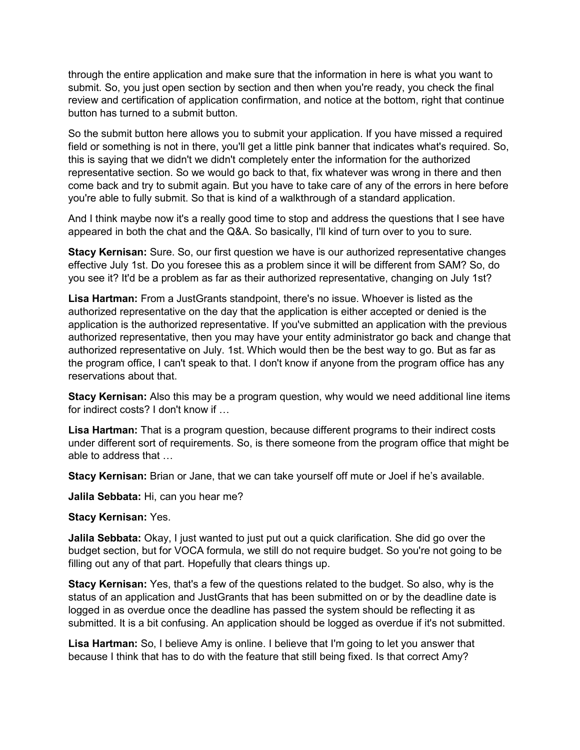through the entire application and make sure that the information in here is what you want to submit. So, you just open section by section and then when you're ready, you check the final review and certification of application confirmation, and notice at the bottom, right that continue button has turned to a submit button.

So the submit button here allows you to submit your application. If you have missed a required field or something is not in there, you'll get a little pink banner that indicates what's required. So, this is saying that we didn't we didn't completely enter the information for the authorized representative section. So we would go back to that, fix whatever was wrong in there and then come back and try to submit again. But you have to take care of any of the errors in here before you're able to fully submit. So that is kind of a walkthrough of a standard application.

And I think maybe now it's a really good time to stop and address the questions that I see have appeared in both the chat and the Q&A. So basically, I'll kind of turn over to you to sure.

**Stacy Kernisan:** Sure. So, our first question we have is our authorized representative changes effective July 1st. Do you foresee this as a problem since it will be different from SAM? So, do you see it? It'd be a problem as far as their authorized representative, changing on July 1st?

**Lisa Hartman:** From a JustGrants standpoint, there's no issue. Whoever is listed as the authorized representative on the day that the application is either accepted or denied is the application is the authorized representative. If you've submitted an application with the previous authorized representative, then you may have your entity administrator go back and change that authorized representative on July. 1st. Which would then be the best way to go. But as far as the program office, I can't speak to that. I don't know if anyone from the program office has any reservations about that.

**Stacy Kernisan:** Also this may be a program question, why would we need additional line items for indirect costs? I don't know if …

**Lisa Hartman:** That is a program question, because different programs to their indirect costs under different sort of requirements. So, is there someone from the program office that might be able to address that …

**Stacy Kernisan:** Brian or Jane, that we can take yourself off mute or Joel if he's available.

**Jalila Sebbata:** Hi, can you hear me?

**Stacy Kernisan:** Yes.

**Jalila Sebbata:** Okay, I just wanted to just put out a quick clarification. She did go over the budget section, but for VOCA formula, we still do not require budget. So you're not going to be filling out any of that part. Hopefully that clears things up.

**Stacy Kernisan:** Yes, that's a few of the questions related to the budget. So also, why is the status of an application and JustGrants that has been submitted on or by the deadline date is logged in as overdue once the deadline has passed the system should be reflecting it as submitted. It is a bit confusing. An application should be logged as overdue if it's not submitted.

**Lisa Hartman:** So, I believe Amy is online. I believe that I'm going to let you answer that because I think that has to do with the feature that still being fixed. Is that correct Amy?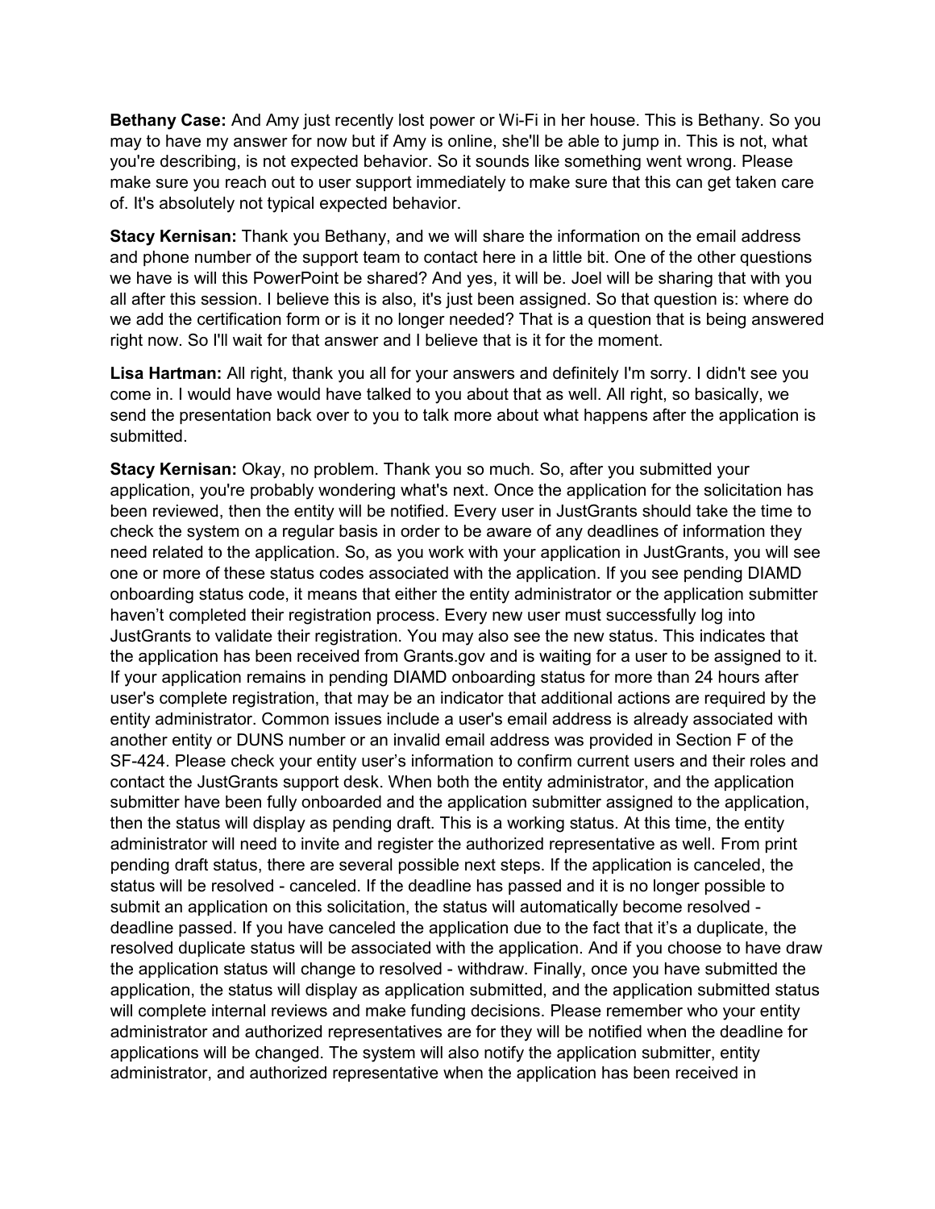**Bethany Case:** And Amy just recently lost power or Wi-Fi in her house. This is Bethany. So you may to have my answer for now but if Amy is online, she'll be able to jump in. This is not, what you're describing, is not expected behavior. So it sounds like something went wrong. Please make sure you reach out to user support immediately to make sure that this can get taken care of. It's absolutely not typical expected behavior.

**Stacy Kernisan:** Thank you Bethany, and we will share the information on the email address and phone number of the support team to contact here in a little bit. One of the other questions we have is will this PowerPoint be shared? And yes, it will be. Joel will be sharing that with you all after this session. I believe this is also, it's just been assigned. So that question is: where do we add the certification form or is it no longer needed? That is a question that is being answered right now. So I'll wait for that answer and I believe that is it for the moment.

**Lisa Hartman:** All right, thank you all for your answers and definitely I'm sorry. I didn't see you come in. I would have would have talked to you about that as well. All right, so basically, we send the presentation back over to you to talk more about what happens after the application is submitted.

**Stacy Kernisan:** Okay, no problem. Thank you so much. So, after you submitted your application, you're probably wondering what's next. Once the application for the solicitation has been reviewed, then the entity will be notified. Every user in JustGrants should take the time to check the system on a regular basis in order to be aware of any deadlines of information they need related to the application. So, as you work with your application in JustGrants, you will see one or more of these status codes associated with the application. If you see pending DIAMD onboarding status code, it means that either the entity administrator or the application submitter haven't completed their registration process. Every new user must successfully log into JustGrants to validate their registration. You may also see the new status. This indicates that the application has been received from Grants.gov and is waiting for a user to be assigned to it. If your application remains in pending DIAMD onboarding status for more than 24 hours after user's complete registration, that may be an indicator that additional actions are required by the entity administrator. Common issues include a user's email address is already associated with another entity or DUNS number or an invalid email address was provided in Section F of the SF-424. Please check your entity user's information to confirm current users and their roles and contact the JustGrants support desk. When both the entity administrator, and the application submitter have been fully onboarded and the application submitter assigned to the application, then the status will display as pending draft. This is a working status. At this time, the entity administrator will need to invite and register the authorized representative as well. From print pending draft status, there are several possible next steps. If the application is canceled, the status will be resolved - canceled. If the deadline has passed and it is no longer possible to submit an application on this solicitation, the status will automatically become resolved - deadline passed. If you have canceled the application due to the fact that it's a duplicate, the resolved duplicate status will be associated with the application. And if you choose to have draw the application status will change to resolved - withdraw. Finally, once you have submitted the application, the status will display as application submitted, and the application submitted status will complete internal reviews and make funding decisions. Please remember who your entity administrator and authorized representatives are for they will be notified when the deadline for applications will be changed. The system will also notify the application submitter, entity administrator, and authorized representative when the application has been received in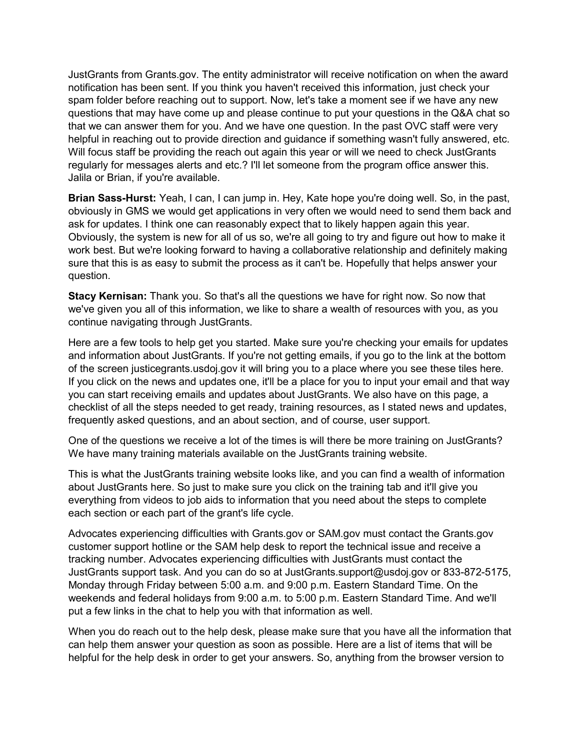JustGrants from Grants.gov. The entity administrator will receive notification on when the award notification has been sent. If you think you haven't received this information, just check your spam folder before reaching out to support. Now, let's take a moment see if we have any new questions that may have come up and please continue to put your questions in the Q&A chat so that we can answer them for you. And we have one question. In the past OVC staff were very helpful in reaching out to provide direction and guidance if something wasn't fully answered, etc. Will focus staff be providing the reach out again this year or will we need to check JustGrants regularly for messages alerts and etc.? I'll let someone from the program office answer this. Jalila or Brian, if you're available.

**Brian Sass-Hurst:** Yeah, I can, I can jump in. Hey, Kate hope you're doing well. So, in the past, obviously in GMS we would get applications in very often we would need to send them back and ask for updates. I think one can reasonably expect that to likely happen again this year. Obviously, the system is new for all of us so, we're all going to try and figure out how to make it work best. But we're looking forward to having a collaborative relationship and definitely making sure that this is as easy to submit the process as it can't be. Hopefully that helps answer your question.

**Stacy Kernisan:** Thank you. So that's all the questions we have for right now. So now that we've given you all of this information, we like to share a wealth of resources with you, as you continue navigating through JustGrants.

Here are a few tools to help get you started. Make sure you're checking your emails for updates and information about JustGrants. If you're not getting emails, if you go to the link at the bottom of the screen justicegrants.usdoj.gov it will bring you to a place where you see these tiles here. If you click on the news and updates one, it'll be a place for you to input your email and that way you can start receiving emails and updates about JustGrants. We also have on this page, a checklist of all the steps needed to get ready, training resources, as I stated news and updates, frequently asked questions, and an about section, and of course, user support.

One of the questions we receive a lot of the times is will there be more training on JustGrants? We have many training materials available on the JustGrants training website.

This is what the JustGrants training website looks like, and you can find a wealth of information about JustGrants here. So just to make sure you click on the training tab and it'll give you everything from videos to job aids to information that you need about the steps to complete each section or each part of the grant's life cycle.

Advocates experiencing difficulties with Grants.gov or SAM.gov must contact the Grants.gov customer support hotline or the SAM help desk to report the technical issue and receive a tracking number. Advocates experiencing difficulties with JustGrants must contact the JustGrants support task. And you can do so at JustGrants.support@usdoj.gov or 833-872-5175, Monday through Friday between 5:00 a.m. and 9:00 p.m. Eastern Standard Time. On the weekends and federal holidays from 9:00 a.m. to 5:00 p.m. Eastern Standard Time. And we'll put a few links in the chat to help you with that information as well.

When you do reach out to the help desk, please make sure that you have all the information that can help them answer your question as soon as possible. Here are a list of items that will be helpful for the help desk in order to get your answers. So, anything from the browser version to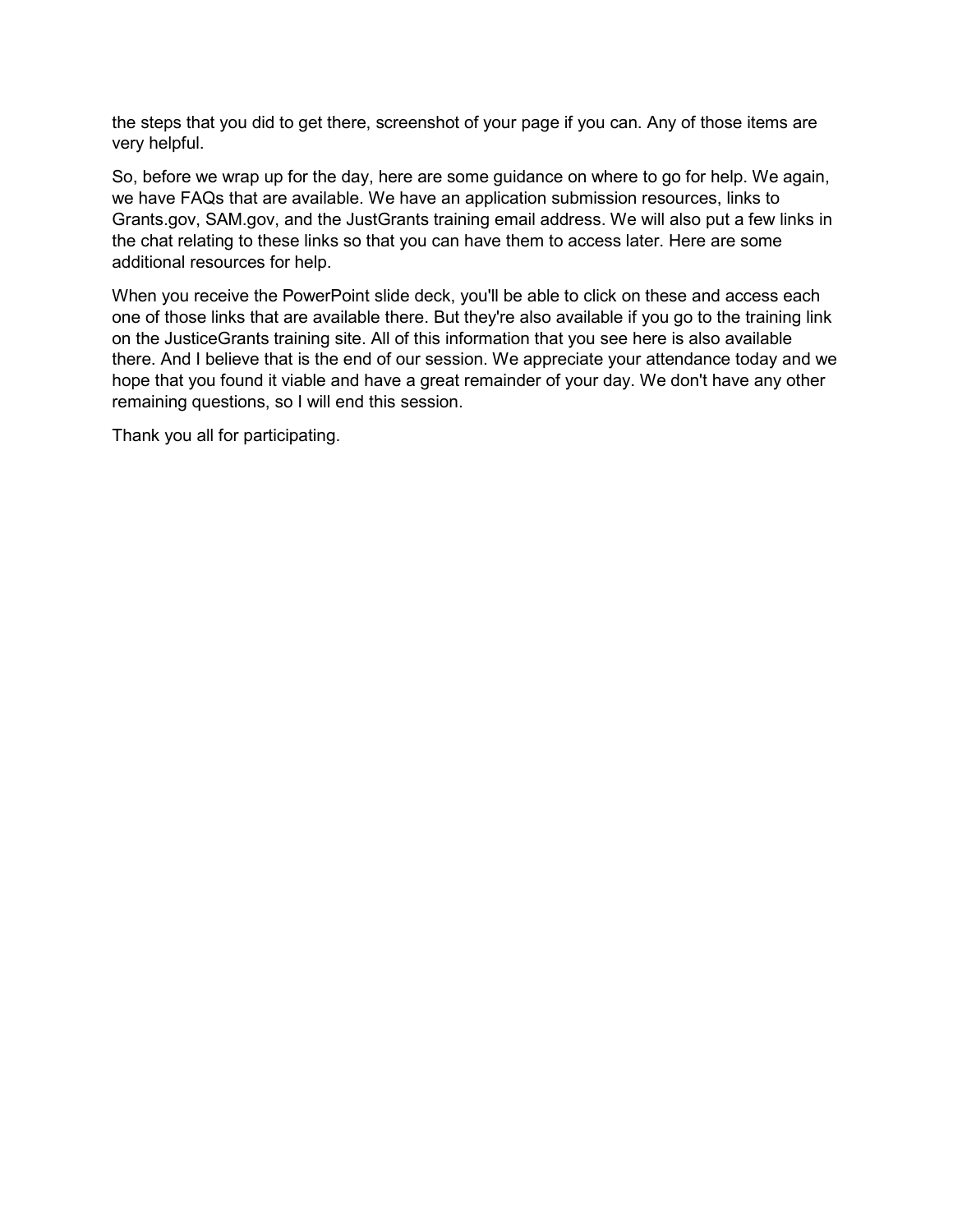the steps that you did to get there, screenshot of your page if you can. Any of those items are very helpful.

So, before we wrap up for the day, here are some guidance on where to go for help. We again, we have FAQs that are available. We have an application submission resources, links to Grants.gov, SAM.gov, and the JustGrants training email address. We will also put a few links in the chat relating to these links so that you can have them to access later. Here are some additional resources for help.

When you receive the PowerPoint slide deck, you'll be able to click on these and access each one of those links that are available there. But they're also available if you go to the training link on the JusticeGrants training site. All of this information that you see here is also available there. And I believe that is the end of our session. We appreciate your attendance today and we hope that you found it viable and have a great remainder of your day. We don't have any other remaining questions, so I will end this session.

Thank you all for participating.